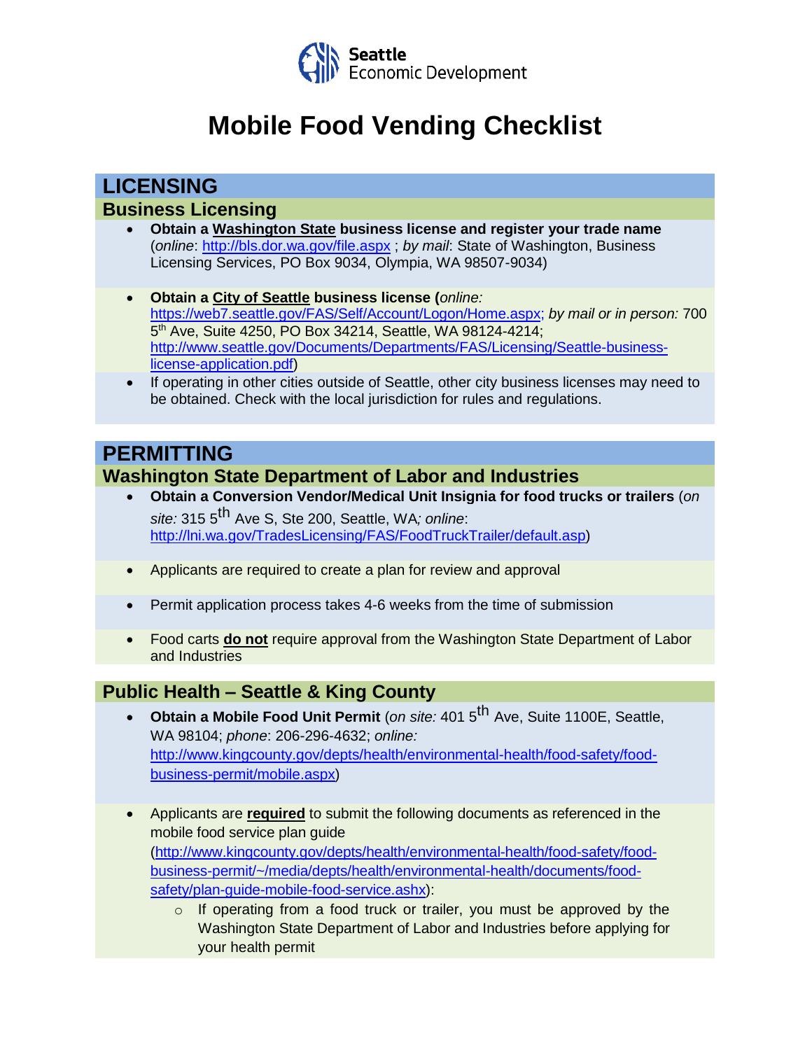Seattle Economic Development

# Mobile Food Vending Checklist

## LICENSING

### Business Licensing

- **Obtain a Washington State business license and register your trade name** (*online*: http://bls.dor.wa.gov/file.aspx ; *by mail*: State of Washington, Business Licensing Services, PO Box 9034, Olympia, WA 98507-9034)
- **Obtain a City of Seattle business license (***online:* https://web7.seattle.gov/FAS/Self/Account/Logon/Home.aspx; *by mail or in person:* 700 5th Ave, Suite 4250, PO Box 34214, Seattle, WA 98124-4214; http://www.seattle.gov/Documents/Departments/FAS/Licensing/Seattle-business-license-application.pdf)
- If operating in other cities outside of Seattle, other city business licenses may need to be obtained. Check with the local jurisdiction for rules and regulations.

## PERMITTING

### Washington State Department of Labor and Industries

- **Obtain a Conversion Vendor/Medical Unit Insignia for food trucks or trailers** (*on site:* 315 5th Ave S, Ste 200, Seattle, WA*; online*: http://lni.wa.gov/TradesLicensing/FAS/FoodTruckTrailer/default.asp)
- Applicants are required to create a plan for review and approval
- Permit application process takes 4-6 weeks from the time of submission
- Food carts **do not** require approval from the Washington State Department of Labor and Industries

### Public Health – Seattle & King County

- **Obtain a Mobile Food Unit Permit** (*on site:* 401 5th Ave, Suite 1100E, Seattle, WA 98104; *phone*: 206-296-4632; *online:* http://www.kingcounty.gov/depts/health/environmental-health/food-safety/food-business-permit/mobile.aspx)
- Applicants are **required** to submit the following documents as referenced in the mobile food service plan guide (http://www.kingcounty.gov/depts/health/environmental-health/food-safety/food-business-permit/~/media/depts/health/environmental-health/documents/food-safety/plan-guide-mobile-food-service.ashx):
  - If operating from a food truck or trailer, you must be approved by the Washington State Department of Labor and Industries before applying for your health permit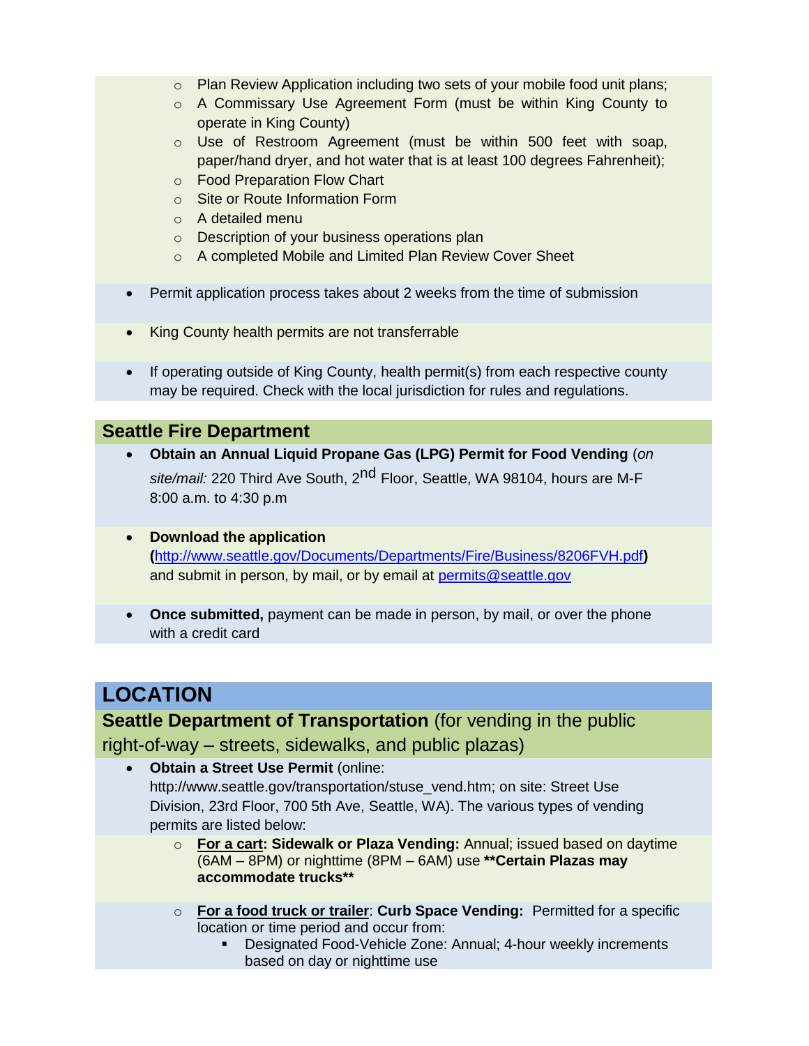- Plan Review Application including two sets of your mobile food unit plans;
  - A Commissary Use Agreement Form (must be within King County to operate in King County)
  - Use of Restroom Agreement (must be within 500 feet with soap, paper/hand dryer, and hot water that is at least 100 degrees Fahrenheit);
  - Food Preparation Flow Chart
  - Site or Route Information Form
  - A detailed menu
  - Description of your business operations plan
  - A completed Mobile and Limited Plan Review Cover Sheet

- Permit application process takes about 2 weeks from the time of submission

- King County health permits are not transferrable

- If operating outside of King County, health permit(s) from each respective county may be required. Check with the local jurisdiction for rules and regulations.

## Seattle Fire Department

- **Obtain an Annual Liquid Propane Gas (LPG) Permit for Food Vending** (*on site/mail:* 220 Third Ave South, 2nd Floor, Seattle, WA 98104, hours are M-F 8:00 a.m. to 4:30 p.m

- **Download the application (**[http://www.seattle.gov/Documents/Departments/Fire/Business/8206FVH.pdf](http://www.seattle.gov/Documents/Departments/Fire/Business/8206FVH.pdf)**)** and submit in person, by mail, or by email at [permits@seattle.gov](mailto:permits@seattle.gov)

- **Once submitted,** payment can be made in person, by mail, or over the phone with a credit card

# LOCATION

## Seattle Department of Transportation (for vending in the public right-of-way – streets, sidewalks, and public plazas)

- **Obtain a Street Use Permit** (online: http://www.seattle.gov/transportation/stuse_vend.htm; on site: Street Use Division, 23rd Floor, 700 5th Ave, Seattle, WA). The various types of vending permits are listed below:
  - **For a cart: Sidewalk or Plaza Vending:** Annual; issued based on daytime (6AM – 8PM) or nighttime (8PM – 6AM) use **\*\*Certain Plazas may accommodate trucks\*\***
  - **For a food truck or trailer**: **Curb Space Vending:** Permitted for a specific location or time period and occur from:
    - Designated Food-Vehicle Zone: Annual; 4-hour weekly increments based on day or nighttime use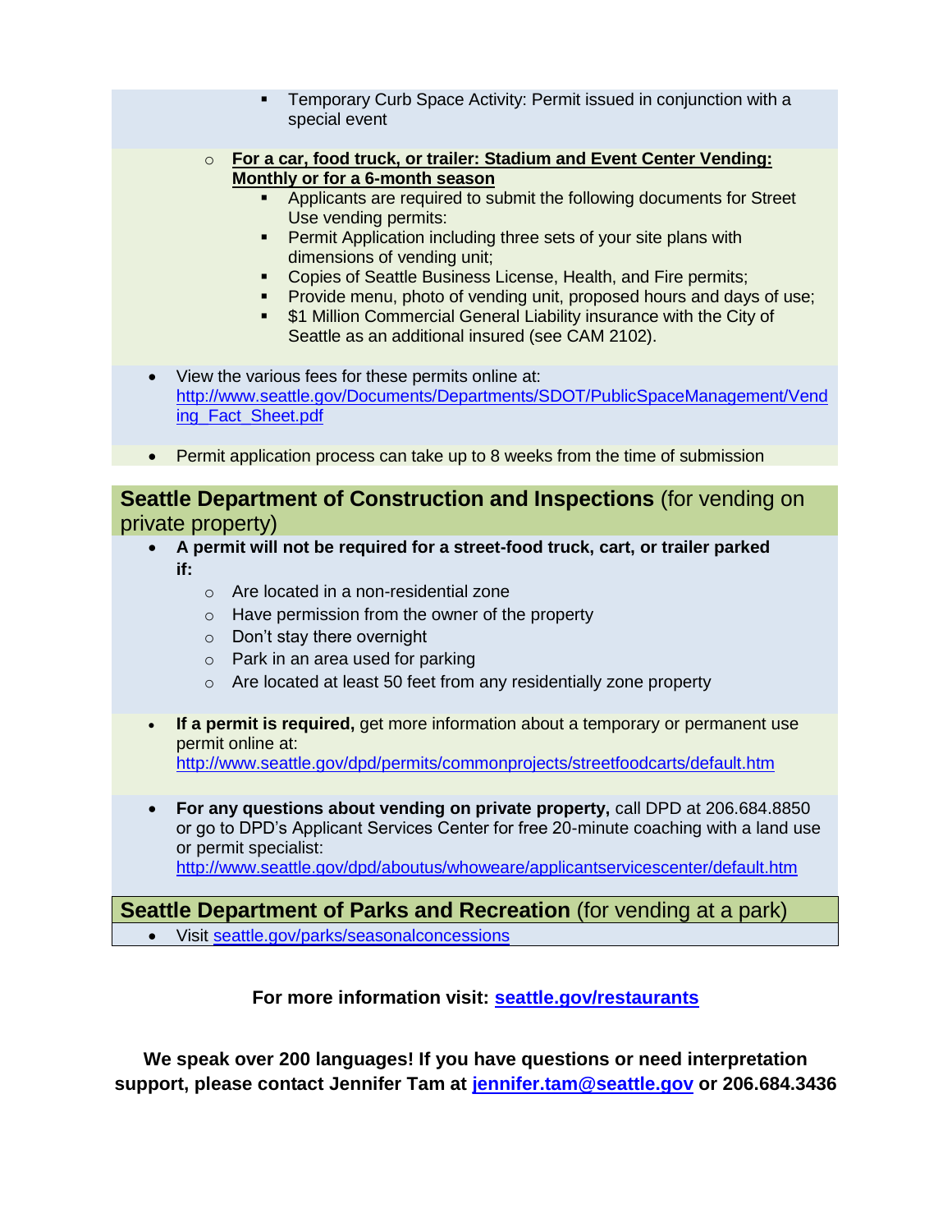- Temporary Curb Space Activity: Permit issued in conjunction with a special event

  - **For a car, food truck, or trailer: Stadium and Event Center Vending: Monthly or for a 6-month season**
    - Applicants are required to submit the following documents for Street Use vending permits:
    - Permit Application including three sets of your site plans with dimensions of vending unit;
    - Copies of Seattle Business License, Health, and Fire permits;
    - Provide menu, photo of vending unit, proposed hours and days of use;
    - $1 Million Commercial General Liability insurance with the City of Seattle as an additional insured (see CAM 2102).

- View the various fees for these permits online at: http://www.seattle.gov/Documents/Departments/SDOT/PublicSpaceManagement/Vending_Fact_Sheet.pdf

- Permit application process can take up to 8 weeks from the time of submission

## **Seattle Department of Construction and Inspections** (for vending on private property)

- **A permit will not be required for a street-food truck, cart, or trailer parked if:**
  - Are located in a non-residential zone
  - Have permission from the owner of the property
  - Don't stay there overnight
  - Park in an area used for parking
  - Are located at least 50 feet from any residentially zone property

- **If a permit is required,** get more information about a temporary or permanent use permit online at: http://www.seattle.gov/dpd/permits/commonprojects/streetfoodcarts/default.htm

- **For any questions about vending on private property,** call DPD at 206.684.8850 or go to DPD's Applicant Services Center for free 20-minute coaching with a land use or permit specialist: http://www.seattle.gov/dpd/aboutus/whoweare/applicantservicescenter/default.htm

## **Seattle Department of Parks and Recreation** (for vending at a park)

- Visit seattle.gov/parks/seasonalconcessions

**For more information visit: seattle.gov/restaurants**

**We speak over 200 languages! If you have questions or need interpretation support, please contact Jennifer Tam at jennifer.tam@seattle.gov or 206.684.3436**